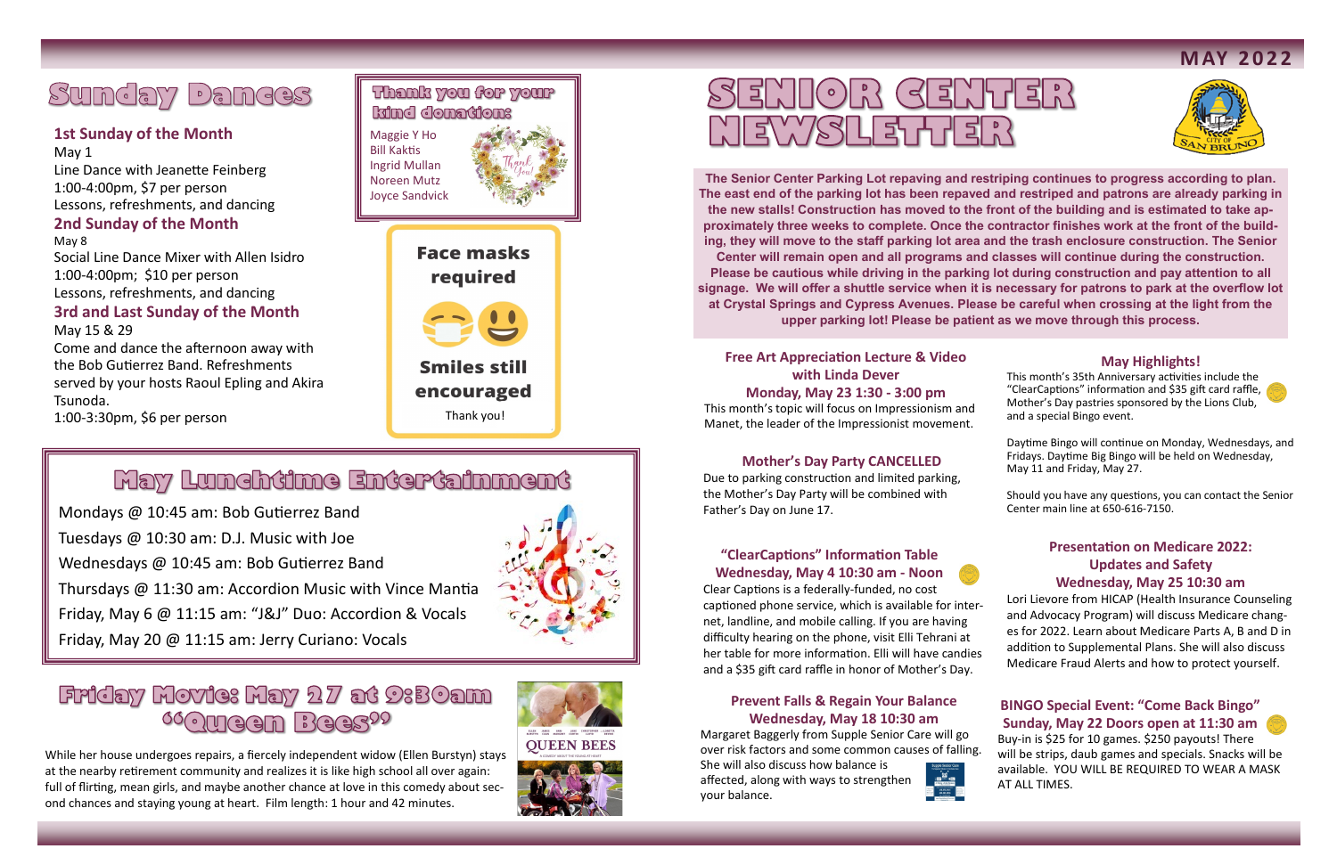**MAY 2022**

# SENIOR CENTER NEWSLETTER

**The Senior Center Parking Lot repaving and restriping continues to progress according to plan. The east end of the parking lot has been repaved and restriped and patrons are already parking in the new stalls! Construction has moved to the front of the building and is estimated to take approximately three weeks to complete. Once the contractor finishes work at the front of the building, they will move to the staff parking lot area and the trash enclosure construction. The Senior Center will remain open and all programs and classes will continue during the construction. Please be cautious while driving in the parking lot during construction and pay attention to all signage. We will offer a shuttle service when it is necessary for patrons to park at the overflow lot at Crystal Springs and Cypress Avenues. Please be careful when crossing at the light from the upper parking lot! Please be patient as we move through this process.**

## Sunday Dances

### 1st Sunday of the Month

May 1
Line Dance with Jeanette Feinberg
1:00-4:00pm, $7 per person
Lessons, refreshments, and dancing

### 2nd Sunday of the Month

May 8
Social Line Dance Mixer with Allen Isidro
1:00-4:00pm; $10 per person
Lessons, refreshments, and dancing

### 3rd and Last Sunday of the Month

May 15 & 29
Come and dance the afternoon away with the Bob Gutierrez Band. Refreshments served by your hosts Raoul Epling and Akira Tsunoda.
1:00-3:30pm, $6 per person

## Thank you for your kind donations

Maggie Y Ho
Bill Kaktis
Ingrid Mullan
Noreen Mutz
Joyce Sandvick

**Face masks required**

**Smiles still encouraged**

Thank you!

## May Lunchtime Entertainment

Mondays @ 10:45 am: Bob Gutierrez Band
Tuesdays @ 10:30 am: D.J. Music with Joe
Wednesdays @ 10:45 am: Bob Gutierrez Band
Thursdays @ 11:30 am: Accordion Music with Vince Mantia
Friday, May 6 @ 11:15 am: "J&J" Duo: Accordion & Vocals
Friday, May 20 @ 11:15 am: Jerry Curiano: Vocals

## Friday Movie: May 27 at 9:30am "Queen Bees"

While her house undergoes repairs, a fiercely independent widow (Ellen Burstyn) stays at the nearby retirement community and realizes it is like high school all over again: full of flirting, mean girls, and maybe another chance at love in this comedy about second chances and staying young at heart. Film length: 1 hour and 42 minutes.

### Free Art Appreciation Lecture & Video with Linda Dever
### Monday, May 23 1:30 - 3:00 pm

This month's topic will focus on Impressionism and Manet, the leader of the Impressionist movement.

### Mother's Day Party CANCELLED

Due to parking construction and limited parking, the Mother's Day Party will be combined with Father's Day on June 17.

### "ClearCaptions" Information Table
### Wednesday, May 4 10:30 am - Noon

Clear Captions is a federally-funded, no cost captioned phone service, which is available for internet, landline, and mobile calling. If you are having difficulty hearing on the phone, visit Elli Tehrani at her table for more information. Elli will have candies and a $35 gift card raffle in honor of Mother's Day.

### Prevent Falls & Regain Your Balance
### Wednesday, May 18 10:30 am

Margaret Baggerly from Supple Senior Care will go over risk factors and some common causes of falling. She will also discuss how balance is affected, along with ways to strengthen your balance.

### May Highlights!

This month's 35th Anniversary activities include the "ClearCaptions" information and $35 gift card raffle, Mother's Day pastries sponsored by the Lions Club, and a special Bingo event.

Daytime Bingo will continue on Monday, Wednesdays, and Fridays. Daytime Big Bingo will be held on Wednesday, May 11 and Friday, May 27.

Should you have any questions, you can contact the Senior Center main line at 650-616-7150.

### Presentation on Medicare 2022: Updates and Safety
### Wednesday, May 25 10:30 am

Lori Lievore from HICAP (Health Insurance Counseling and Advocacy Program) will discuss Medicare changes for 2022. Learn about Medicare Parts A, B and D in addition to Supplemental Plans. She will also discuss Medicare Fraud Alerts and how to protect yourself.

### BINGO Special Event: "Come Back Bingo"
### Sunday, May 22 Doors open at 11:30 am

Buy-in is $25 for 10 games. $250 payouts! There will be strips, daub games and specials. Snacks will be available. YOU WILL BE REQUIRED TO WEAR A MASK AT ALL TIMES.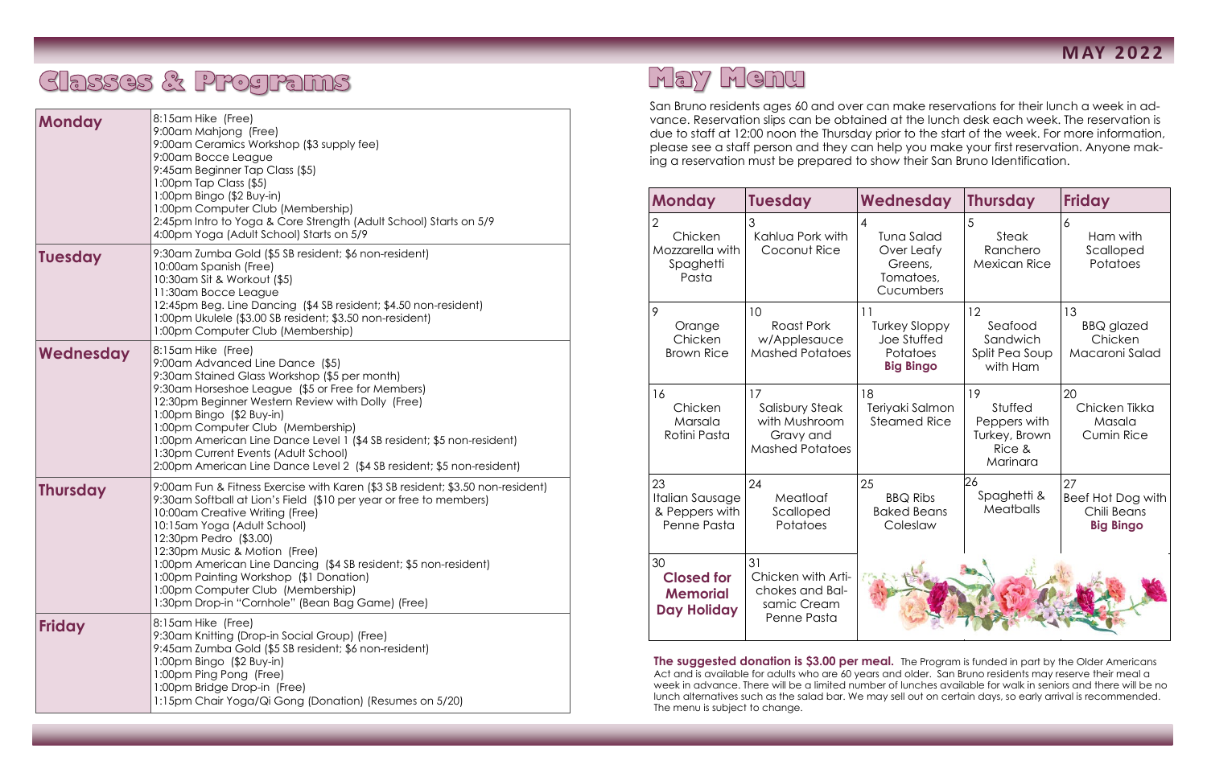MAY 2022

# Classes & Programs

| | |
|---|---|
| **Monday** | 8:15am Hike (Free)<br>9:00am Mahjong (Free)<br>9:00am Ceramics Workshop ($3 supply fee)<br>9:00am Bocce League<br>9:45am Beginner Tap Class ($5)<br>1:00pm Tap Class ($5)<br>1:00pm Bingo ($2 Buy-in)<br>1:00pm Computer Club (Membership)<br>2:45pm Intro to Yoga & Core Strength (Adult School) Starts on 5/9<br>4:00pm Yoga (Adult School) Starts on 5/9 |
| **Tuesday** | 9:30am Zumba Gold ($5 SB resident; $6 non-resident)<br>10:00am Spanish (Free)<br>10:30am Sit & Workout ($5)<br>11:30am Bocce League<br>12:45pm Beg. Line Dancing ($4 SB resident; $4.50 non-resident)<br>1:00pm Ukulele ($3.00 SB resident; $3.50 non-resident)<br>1:00pm Computer Club (Membership) |
| **Wednesday** | 8:15am Hike (Free)<br>9:00am Advanced Line Dance ($5)<br>9:30am Stained Glass Workshop ($5 per month)<br>9:30am Horseshoe League ($5 or Free for Members)<br>12:30pm Beginner Western Review with Dolly (Free)<br>1:00pm Bingo ($2 Buy-in)<br>1:00pm Computer Club (Membership)<br>1:00pm American Line Dance Level 1 ($4 SB resident; $5 non-resident)<br>1:30pm Current Events (Adult School)<br>2:00pm American Line Dance Level 2 ($4 SB resident; $5 non-resident) |
| **Thursday** | 9:00am Fun & Fitness Exercise with Karen ($3 SB resident; $3.50 non-resident)<br>9:30am Softball at Lion's Field ($10 per year or free to members)<br>10:00am Creative Writing (Free)<br>10:15am Yoga (Adult School)<br>12:30pm Pedro ($3.00)<br>12:30pm Music & Motion (Free)<br>1:00pm American Line Dancing ($4 SB resident; $5 non-resident)<br>1:00pm Painting Workshop ($1 Donation)<br>1:00pm Computer Club (Membership)<br>1:30pm Drop-in "Cornhole" (Bean Bag Game) (Free) |
| **Friday** | 8:15am Hike (Free)<br>9:30am Knitting (Drop-in Social Group) (Free)<br>9:45am Zumba Gold ($5 SB resident; $6 non-resident)<br>1:00pm Bingo ($2 Buy-in)<br>1:00pm Ping Pong (Free)<br>1:00pm Bridge Drop-in (Free)<br>1:15pm Chair Yoga/Qi Gong (Donation) (Resumes on 5/20) |

# May Menu

San Bruno residents ages 60 and over can make reservations for their lunch a week in advance. Reservation slips can be obtained at the lunch desk each week. The reservation is due to staff at 12:00 noon the Thursday prior to the start of the week. For more information, please see a staff person and they can help you make your first reservation. Anyone making a reservation must be prepared to show their San Bruno Identification.

| Monday | Tuesday | Wednesday | Thursday | Friday |
|---|---|---|---|---|
| 2<br>Chicken Mozzarella with Spaghetti Pasta | 3<br>Kahlua Pork with Coconut Rice | 4<br>Tuna Salad Over Leafy Greens, Tomatoes, Cucumbers | 5<br>Steak Ranchero Mexican Rice | 6<br>Ham with Scalloped Potatoes |
| 9<br>Orange Chicken Brown Rice | 10<br>Roast Pork w/Applesauce Mashed Potatoes | 11<br>Turkey Sloppy Joe Stuffed Potatoes<br>**Big Bingo** | 12<br>Seafood Sandwich Split Pea Soup with Ham | 13<br>BBQ glazed Chicken Macaroni Salad |
| 16<br>Chicken Marsala Rotini Pasta | 17<br>Salisbury Steak with Mushroom Gravy and Mashed Potatoes | 18<br>Teriyaki Salmon Steamed Rice | 19<br>Stuffed Peppers with Turkey, Brown Rice & Marinara | 20<br>Chicken Tikka Masala Cumin Rice |
| 23<br>Italian Sausage & Peppers with Penne Pasta | 24<br>Meatloaf Scalloped Potatoes | 25<br>BBQ Ribs Baked Beans Coleslaw | 26<br>Spaghetti & Meatballs | 27<br>Beef Hot Dog with Chili Beans<br>**Big Bingo** |
| 30<br>**Closed for Memorial Day Holiday** | 31<br>Chicken with Artichokes and Balsamic Cream Penne Pasta | | | |

**The suggested donation is $3.00 per meal.** The Program is funded in part by the Older Americans Act and is available for adults who are 60 years and older. San Bruno residents may reserve their meal a week in advance. There will be a limited number of lunches available for walk in seniors and there will be no lunch alternatives such as the salad bar. We may sell out on certain days, so early arrival is recommended. The menu is subject to change.